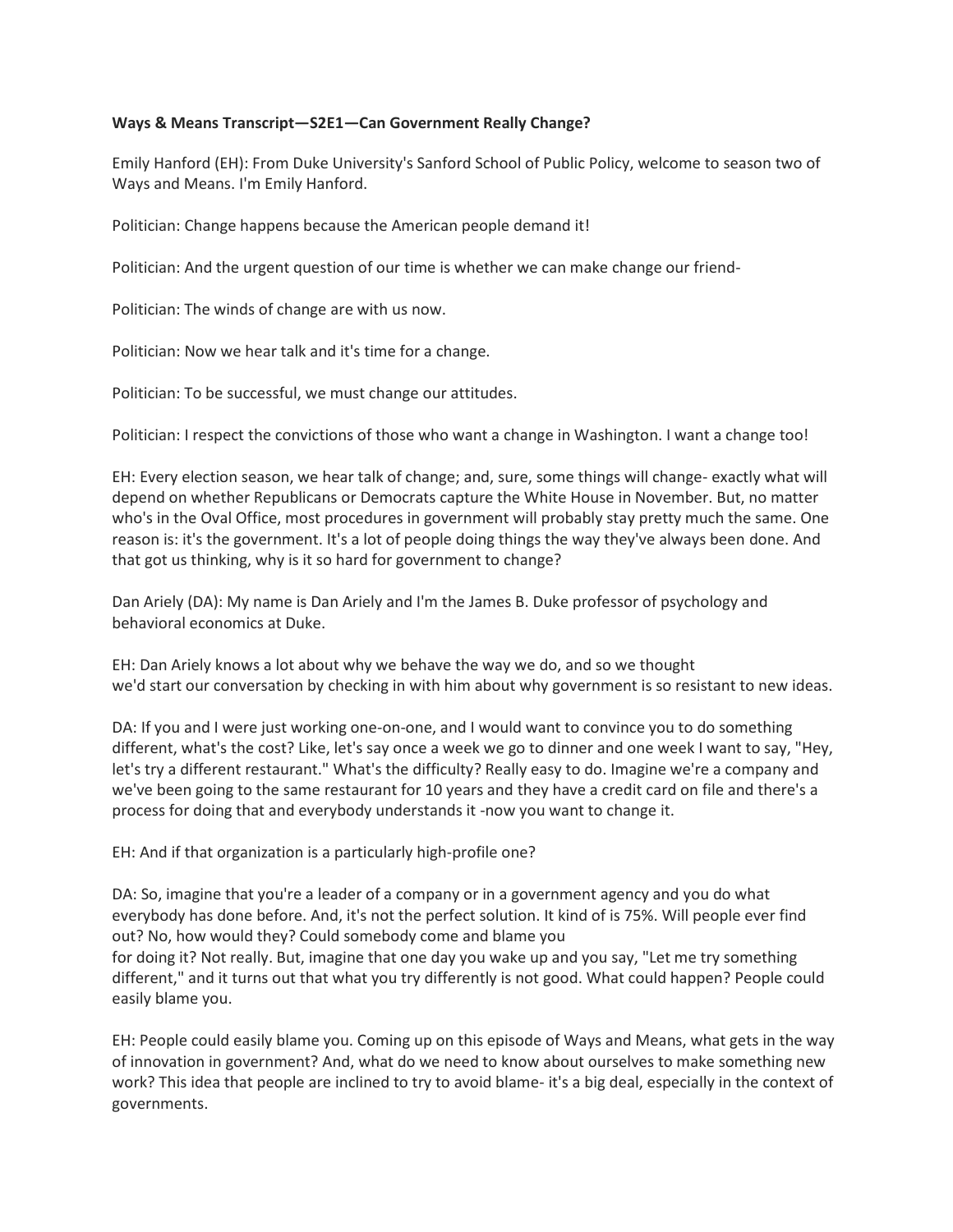**Ways & Means Transcript—S2E1—Can Government Really Change?**

Emily Hanford (EH): From Duke University's Sanford School of Public Policy, welcome to season two of Ways and Means. I'm Emily Hanford.

Politician: Change happens because the American people demand it!

Politician: And the urgent question of our time is whether we can make change our friend-

Politician: The winds of change are with us now.

Politician: Now we hear talk and it's time for a change.

Politician: To be successful, we must change our attitudes.

Politician: I respect the convictions of those who want a change in Washington. I want a change too!

EH: Every election season, we hear talk of change; and, sure, some things will change- exactly what will depend on whether Republicans or Democrats capture the White House in November. But, no matter who's in the Oval Office, most procedures in government will probably stay pretty much the same. One reason is: it's the government. It's a lot of people doing things the way they've always been done. And that got us thinking, why is it so hard for government to change?

Dan Ariely (DA): My name is Dan Ariely and I'm the James B. Duke professor of psychology and behavioral economics at Duke.

EH: Dan Ariely knows a lot about why we behave the way we do, and so we thought we'd start our conversation by checking in with him about why government is so resistant to new ideas.

DA: If you and I were just working one-on-one, and I would want to convince you to do something different, what's the cost? Like, let's say once a week we go to dinner and one week I want to say, "Hey, let's try a different restaurant." What's the difficulty? Really easy to do. Imagine we're a company and we've been going to the same restaurant for 10 years and they have a credit card on file and there's a process for doing that and everybody understands it -now you want to change it.

EH: And if that organization is a particularly high-profile one?

DA: So, imagine that you're a leader of a company or in a government agency and you do what everybody has done before. And, it's not the perfect solution. It kind of is 75%. Will people ever find out? No, how would they? Could somebody come and blame you for doing it? Not really. But, imagine that one day you wake up and you say, "Let me try something different," and it turns out that what you try differently is not good. What could happen? People could easily blame you.

EH: People could easily blame you. Coming up on this episode of Ways and Means, what gets in the way of innovation in government? And, what do we need to know about ourselves to make something new work? This idea that people are inclined to try to avoid blame- it's a big deal, especially in the context of governments.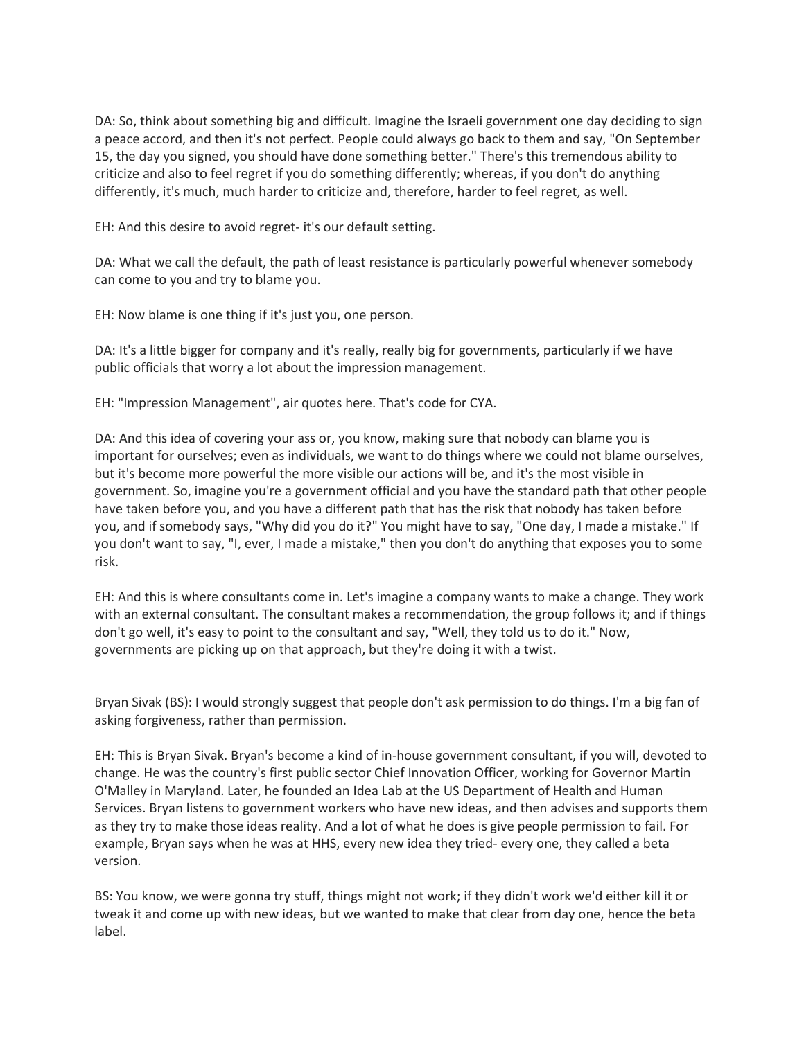DA: So, think about something big and difficult. Imagine the Israeli government one day deciding to sign a peace accord, and then it's not perfect. People could always go back to them and say, "On September 15, the day you signed, you should have done something better." There's this tremendous ability to criticize and also to feel regret if you do something differently; whereas, if you don't do anything differently, it's much, much harder to criticize and, therefore, harder to feel regret, as well.

EH: And this desire to avoid regret- it's our default setting.

DA: What we call the default, the path of least resistance is particularly powerful whenever somebody can come to you and try to blame you.

EH: Now blame is one thing if it's just you, one person.

DA: It's a little bigger for company and it's really, really big for governments, particularly if we have public officials that worry a lot about the impression management.

EH: "Impression Management", air quotes here. That's code for CYA.

DA: And this idea of covering your ass or, you know, making sure that nobody can blame you is important for ourselves; even as individuals, we want to do things where we could not blame ourselves, but it's become more powerful the more visible our actions will be, and it's the most visible in government. So, imagine you're a government official and you have the standard path that other people have taken before you, and you have a different path that has the risk that nobody has taken before you, and if somebody says, "Why did you do it?" You might have to say, "One day, I made a mistake." If you don't want to say, "I, ever, I made a mistake," then you don't do anything that exposes you to some risk.

EH: And this is where consultants come in. Let's imagine a company wants to make a change. They work with an external consultant. The consultant makes a recommendation, the group follows it; and if things don't go well, it's easy to point to the consultant and say, "Well, they told us to do it." Now, governments are picking up on that approach, but they're doing it with a twist.

Bryan Sivak (BS): I would strongly suggest that people don't ask permission to do things. I'm a big fan of asking forgiveness, rather than permission.

EH: This is Bryan Sivak. Bryan's become a kind of in-house government consultant, if you will, devoted to change. He was the country's first public sector Chief Innovation Officer, working for Governor Martin O'Malley in Maryland. Later, he founded an Idea Lab at the US Department of Health and Human Services. Bryan listens to government workers who have new ideas, and then advises and supports them as they try to make those ideas reality. And a lot of what he does is give people permission to fail. For example, Bryan says when he was at HHS, every new idea they tried- every one, they called a beta version.

BS: You know, we were gonna try stuff, things might not work; if they didn't work we'd either kill it or tweak it and come up with new ideas, but we wanted to make that clear from day one, hence the beta label.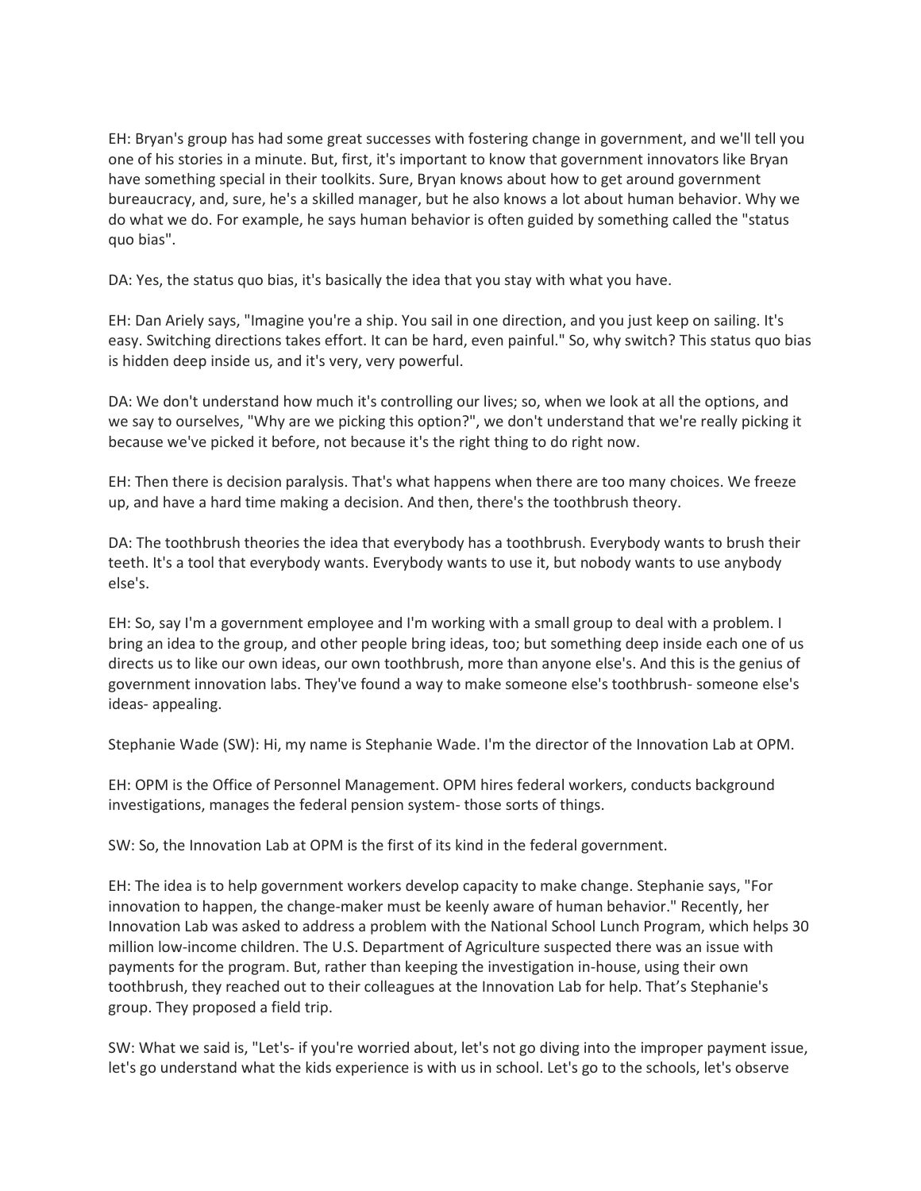EH: Bryan's group has had some great successes with fostering change in government, and we'll tell you one of his stories in a minute. But, first, it's important to know that government innovators like Bryan have something special in their toolkits. Sure, Bryan knows about how to get around government bureaucracy, and, sure, he's a skilled manager, but he also knows a lot about human behavior. Why we do what we do. For example, he says human behavior is often guided by something called the "status quo bias".

DA: Yes, the status quo bias, it's basically the idea that you stay with what you have.

EH: Dan Ariely says, "Imagine you're a ship. You sail in one direction, and you just keep on sailing. It's easy. Switching directions takes effort. It can be hard, even painful." So, why switch? This status quo bias is hidden deep inside us, and it's very, very powerful.

DA: We don't understand how much it's controlling our lives; so, when we look at all the options, and we say to ourselves, "Why are we picking this option?", we don't understand that we're really picking it because we've picked it before, not because it's the right thing to do right now.

EH: Then there is decision paralysis. That's what happens when there are too many choices. We freeze up, and have a hard time making a decision. And then, there's the toothbrush theory.

DA: The toothbrush theories the idea that everybody has a toothbrush. Everybody wants to brush their teeth. It's a tool that everybody wants. Everybody wants to use it, but nobody wants to use anybody else's.

EH: So, say I'm a government employee and I'm working with a small group to deal with a problem. I bring an idea to the group, and other people bring ideas, too; but something deep inside each one of us directs us to like our own ideas, our own toothbrush, more than anyone else's. And this is the genius of government innovation labs. They've found a way to make someone else's toothbrush- someone else's ideas- appealing.

Stephanie Wade (SW): Hi, my name is Stephanie Wade. I'm the director of the Innovation Lab at OPM.

EH: OPM is the Office of Personnel Management. OPM hires federal workers, conducts background investigations, manages the federal pension system- those sorts of things.

SW: So, the Innovation Lab at OPM is the first of its kind in the federal government.

EH: The idea is to help government workers develop capacity to make change. Stephanie says, "For innovation to happen, the change-maker must be keenly aware of human behavior." Recently, her Innovation Lab was asked to address a problem with the National School Lunch Program, which helps 30 million low-income children. The U.S. Department of Agriculture suspected there was an issue with payments for the program. But, rather than keeping the investigation in-house, using their own toothbrush, they reached out to their colleagues at the Innovation Lab for help. That's Stephanie's group. They proposed a field trip.

SW: What we said is, "Let's- if you're worried about, let's not go diving into the improper payment issue, let's go understand what the kids experience is with us in school. Let's go to the schools, let's observe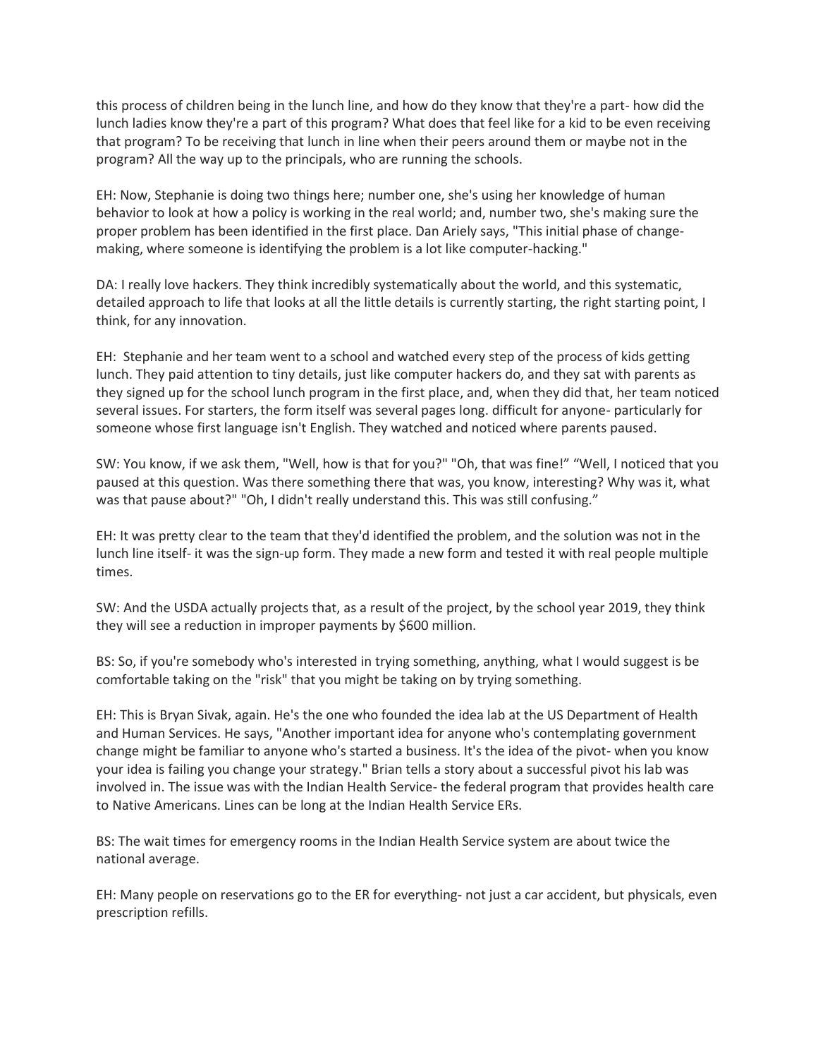this process of children being in the lunch line, and how do they know that they're a part- how did the lunch ladies know they're a part of this program? What does that feel like for a kid to be even receiving that program? To be receiving that lunch in line when their peers around them or maybe not in the program? All the way up to the principals, who are running the schools.

EH: Now, Stephanie is doing two things here; number one, she's using her knowledge of human behavior to look at how a policy is working in the real world; and, number two, she's making sure the proper problem has been identified in the first place. Dan Ariely says, "This initial phase of change-making, where someone is identifying the problem is a lot like computer-hacking."

DA: I really love hackers. They think incredibly systematically about the world, and this systematic, detailed approach to life that looks at all the little details is currently starting, the right starting point, I think, for any innovation.

EH: Stephanie and her team went to a school and watched every step of the process of kids getting lunch. They paid attention to tiny details, just like computer hackers do, and they sat with parents as they signed up for the school lunch program in the first place, and, when they did that, her team noticed several issues. For starters, the form itself was several pages long. difficult for anyone- particularly for someone whose first language isn't English. They watched and noticed where parents paused.

SW: You know, if we ask them, "Well, how is that for you?" "Oh, that was fine!" "Well, I noticed that you paused at this question. Was there something there that was, you know, interesting? Why was it, what was that pause about?" "Oh, I didn't really understand this. This was still confusing."

EH: It was pretty clear to the team that they'd identified the problem, and the solution was not in the lunch line itself- it was the sign-up form. They made a new form and tested it with real people multiple times.

SW: And the USDA actually projects that, as a result of the project, by the school year 2019, they think they will see a reduction in improper payments by $600 million.

BS: So, if you're somebody who's interested in trying something, anything, what I would suggest is be comfortable taking on the "risk" that you might be taking on by trying something.

EH: This is Bryan Sivak, again. He's the one who founded the idea lab at the US Department of Health and Human Services. He says, "Another important idea for anyone who's contemplating government change might be familiar to anyone who's started a business. It's the idea of the pivot- when you know your idea is failing you change your strategy." Brian tells a story about a successful pivot his lab was involved in. The issue was with the Indian Health Service- the federal program that provides health care to Native Americans. Lines can be long at the Indian Health Service ERs.

BS: The wait times for emergency rooms in the Indian Health Service system are about twice the national average.

EH: Many people on reservations go to the ER for everything- not just a car accident, but physicals, even prescription refills.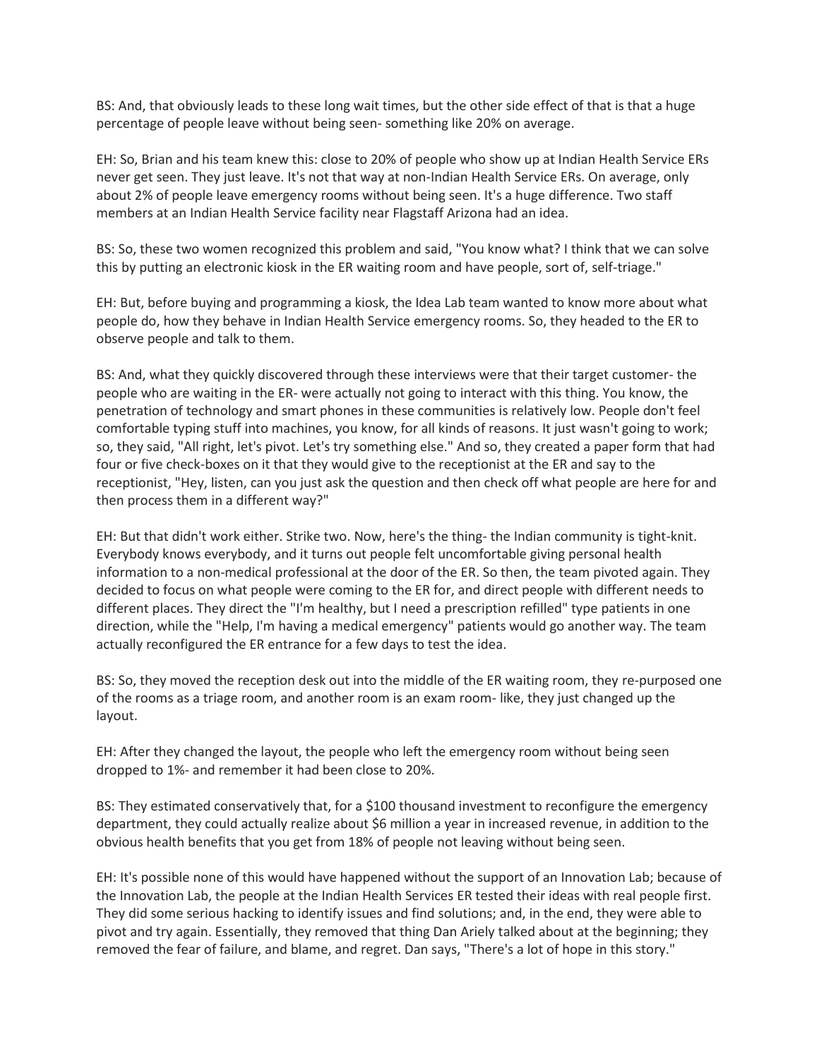BS: And, that obviously leads to these long wait times, but the other side effect of that is that a huge percentage of people leave without being seen- something like 20% on average.

EH: So, Brian and his team knew this: close to 20% of people who show up at Indian Health Service ERs never get seen. They just leave. It's not that way at non-Indian Health Service ERs. On average, only about 2% of people leave emergency rooms without being seen. It's a huge difference. Two staff members at an Indian Health Service facility near Flagstaff Arizona had an idea.

BS: So, these two women recognized this problem and said, "You know what? I think that we can solve this by putting an electronic kiosk in the ER waiting room and have people, sort of, self-triage."

EH: But, before buying and programming a kiosk, the Idea Lab team wanted to know more about what people do, how they behave in Indian Health Service emergency rooms. So, they headed to the ER to observe people and talk to them.

BS: And, what they quickly discovered through these interviews were that their target customer- the people who are waiting in the ER- were actually not going to interact with this thing. You know, the penetration of technology and smart phones in these communities is relatively low. People don't feel comfortable typing stuff into machines, you know, for all kinds of reasons. It just wasn't going to work; so, they said, "All right, let's pivot. Let's try something else." And so, they created a paper form that had four or five check-boxes on it that they would give to the receptionist at the ER and say to the receptionist, "Hey, listen, can you just ask the question and then check off what people are here for and then process them in a different way?"

EH: But that didn't work either. Strike two. Now, here's the thing- the Indian community is tight-knit. Everybody knows everybody, and it turns out people felt uncomfortable giving personal health information to a non-medical professional at the door of the ER. So then, the team pivoted again. They decided to focus on what people were coming to the ER for, and direct people with different needs to different places. They direct the "I'm healthy, but I need a prescription refilled" type patients in one direction, while the "Help, I'm having a medical emergency" patients would go another way. The team actually reconfigured the ER entrance for a few days to test the idea.

BS: So, they moved the reception desk out into the middle of the ER waiting room, they re-purposed one of the rooms as a triage room, and another room is an exam room- like, they just changed up the layout.

EH: After they changed the layout, the people who left the emergency room without being seen dropped to 1%- and remember it had been close to 20%.

BS: They estimated conservatively that, for a $100 thousand investment to reconfigure the emergency department, they could actually realize about $6 million a year in increased revenue, in addition to the obvious health benefits that you get from 18% of people not leaving without being seen.

EH: It's possible none of this would have happened without the support of an Innovation Lab; because of the Innovation Lab, the people at the Indian Health Services ER tested their ideas with real people first. They did some serious hacking to identify issues and find solutions; and, in the end, they were able to pivot and try again. Essentially, they removed that thing Dan Ariely talked about at the beginning; they removed the fear of failure, and blame, and regret. Dan says, "There's a lot of hope in this story."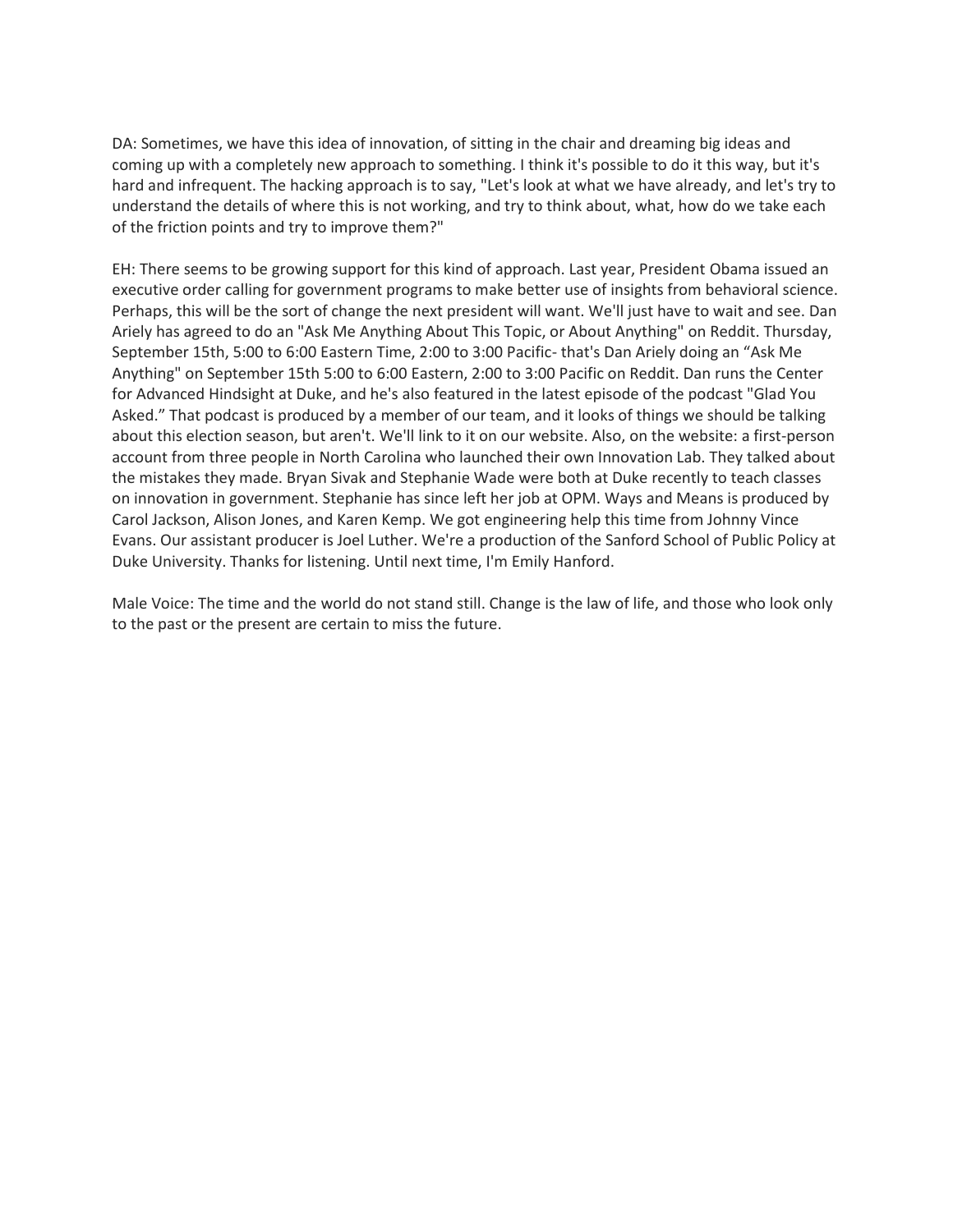DA: Sometimes, we have this idea of innovation, of sitting in the chair and dreaming big ideas and coming up with a completely new approach to something. I think it's possible to do it this way, but it's hard and infrequent. The hacking approach is to say, "Let's look at what we have already, and let's try to understand the details of where this is not working, and try to think about, what, how do we take each of the friction points and try to improve them?"

EH: There seems to be growing support for this kind of approach. Last year, President Obama issued an executive order calling for government programs to make better use of insights from behavioral science. Perhaps, this will be the sort of change the next president will want. We'll just have to wait and see. Dan Ariely has agreed to do an "Ask Me Anything About This Topic, or About Anything" on Reddit. Thursday, September 15th, 5:00 to 6:00 Eastern Time, 2:00 to 3:00 Pacific- that's Dan Ariely doing an "Ask Me Anything" on September 15th 5:00 to 6:00 Eastern, 2:00 to 3:00 Pacific on Reddit. Dan runs the Center for Advanced Hindsight at Duke, and he's also featured in the latest episode of the podcast "Glad You Asked." That podcast is produced by a member of our team, and it looks of things we should be talking about this election season, but aren't. We'll link to it on our website. Also, on the website: a first-person account from three people in North Carolina who launched their own Innovation Lab. They talked about the mistakes they made. Bryan Sivak and Stephanie Wade were both at Duke recently to teach classes on innovation in government. Stephanie has since left her job at OPM. Ways and Means is produced by Carol Jackson, Alison Jones, and Karen Kemp. We got engineering help this time from Johnny Vince Evans. Our assistant producer is Joel Luther. We're a production of the Sanford School of Public Policy at Duke University. Thanks for listening. Until next time, I'm Emily Hanford.

Male Voice: The time and the world do not stand still. Change is the law of life, and those who look only to the past or the present are certain to miss the future.